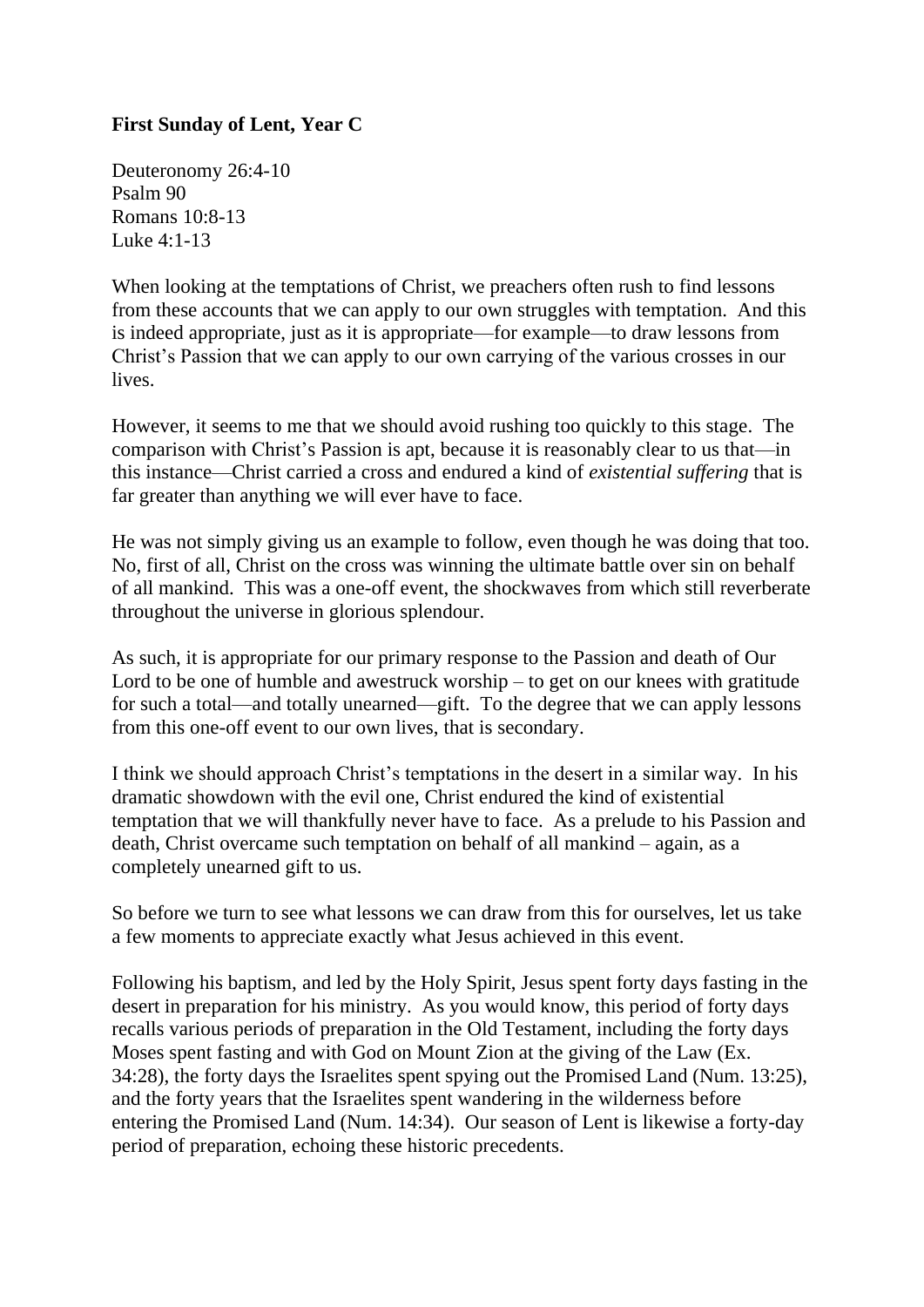**First Sunday of Lent, Year C**

Deuteronomy 26:4-10
Psalm 90
Romans 10:8-13
Luke 4:1-13

When looking at the temptations of Christ, we preachers often rush to find lessons from these accounts that we can apply to our own struggles with temptation. And this is indeed appropriate, just as it is appropriate—for example—to draw lessons from Christ's Passion that we can apply to our own carrying of the various crosses in our lives.

However, it seems to me that we should avoid rushing too quickly to this stage. The comparison with Christ's Passion is apt, because it is reasonably clear to us that—in this instance—Christ carried a cross and endured a kind of *existential suffering* that is far greater than anything we will ever have to face.

He was not simply giving us an example to follow, even though he was doing that too. No, first of all, Christ on the cross was winning the ultimate battle over sin on behalf of all mankind. This was a one-off event, the shockwaves from which still reverberate throughout the universe in glorious splendour.

As such, it is appropriate for our primary response to the Passion and death of Our Lord to be one of humble and awestruck worship – to get on our knees with gratitude for such a total—and totally unearned—gift. To the degree that we can apply lessons from this one-off event to our own lives, that is secondary.

I think we should approach Christ's temptations in the desert in a similar way. In his dramatic showdown with the evil one, Christ endured the kind of existential temptation that we will thankfully never have to face. As a prelude to his Passion and death, Christ overcame such temptation on behalf of all mankind – again, as a completely unearned gift to us.

So before we turn to see what lessons we can draw from this for ourselves, let us take a few moments to appreciate exactly what Jesus achieved in this event.

Following his baptism, and led by the Holy Spirit, Jesus spent forty days fasting in the desert in preparation for his ministry. As you would know, this period of forty days recalls various periods of preparation in the Old Testament, including the forty days Moses spent fasting and with God on Mount Zion at the giving of the Law (Ex. 34:28), the forty days the Israelites spent spying out the Promised Land (Num. 13:25), and the forty years that the Israelites spent wandering in the wilderness before entering the Promised Land (Num. 14:34). Our season of Lent is likewise a forty-day period of preparation, echoing these historic precedents.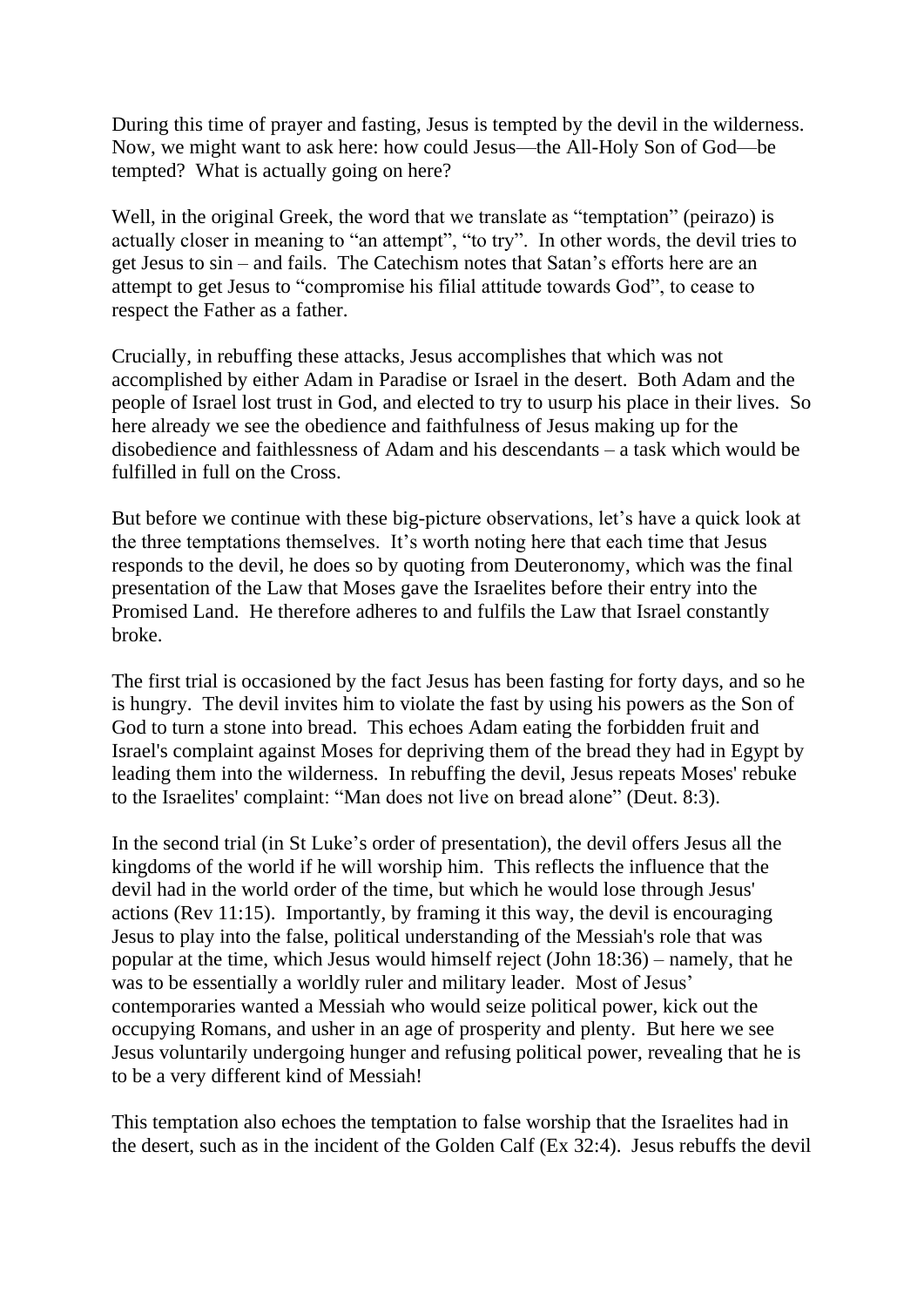During this time of prayer and fasting, Jesus is tempted by the devil in the wilderness. Now, we might want to ask here: how could Jesus—the All-Holy Son of God—be tempted? What is actually going on here?

Well, in the original Greek, the word that we translate as "temptation" (peirazo) is actually closer in meaning to "an attempt", "to try". In other words, the devil tries to get Jesus to sin – and fails. The Catechism notes that Satan's efforts here are an attempt to get Jesus to "compromise his filial attitude towards God", to cease to respect the Father as a father.

Crucially, in rebuffing these attacks, Jesus accomplishes that which was not accomplished by either Adam in Paradise or Israel in the desert. Both Adam and the people of Israel lost trust in God, and elected to try to usurp his place in their lives. So here already we see the obedience and faithfulness of Jesus making up for the disobedience and faithlessness of Adam and his descendants – a task which would be fulfilled in full on the Cross.

But before we continue with these big-picture observations, let's have a quick look at the three temptations themselves. It's worth noting here that each time that Jesus responds to the devil, he does so by quoting from Deuteronomy, which was the final presentation of the Law that Moses gave the Israelites before their entry into the Promised Land. He therefore adheres to and fulfils the Law that Israel constantly broke.

The first trial is occasioned by the fact Jesus has been fasting for forty days, and so he is hungry. The devil invites him to violate the fast by using his powers as the Son of God to turn a stone into bread. This echoes Adam eating the forbidden fruit and Israel's complaint against Moses for depriving them of the bread they had in Egypt by leading them into the wilderness. In rebuffing the devil, Jesus repeats Moses' rebuke to the Israelites' complaint: "Man does not live on bread alone" (Deut. 8:3).

In the second trial (in St Luke's order of presentation), the devil offers Jesus all the kingdoms of the world if he will worship him. This reflects the influence that the devil had in the world order of the time, but which he would lose through Jesus' actions (Rev 11:15). Importantly, by framing it this way, the devil is encouraging Jesus to play into the false, political understanding of the Messiah's role that was popular at the time, which Jesus would himself reject (John 18:36) – namely, that he was to be essentially a worldly ruler and military leader. Most of Jesus' contemporaries wanted a Messiah who would seize political power, kick out the occupying Romans, and usher in an age of prosperity and plenty. But here we see Jesus voluntarily undergoing hunger and refusing political power, revealing that he is to be a very different kind of Messiah!

This temptation also echoes the temptation to false worship that the Israelites had in the desert, such as in the incident of the Golden Calf (Ex 32:4). Jesus rebuffs the devil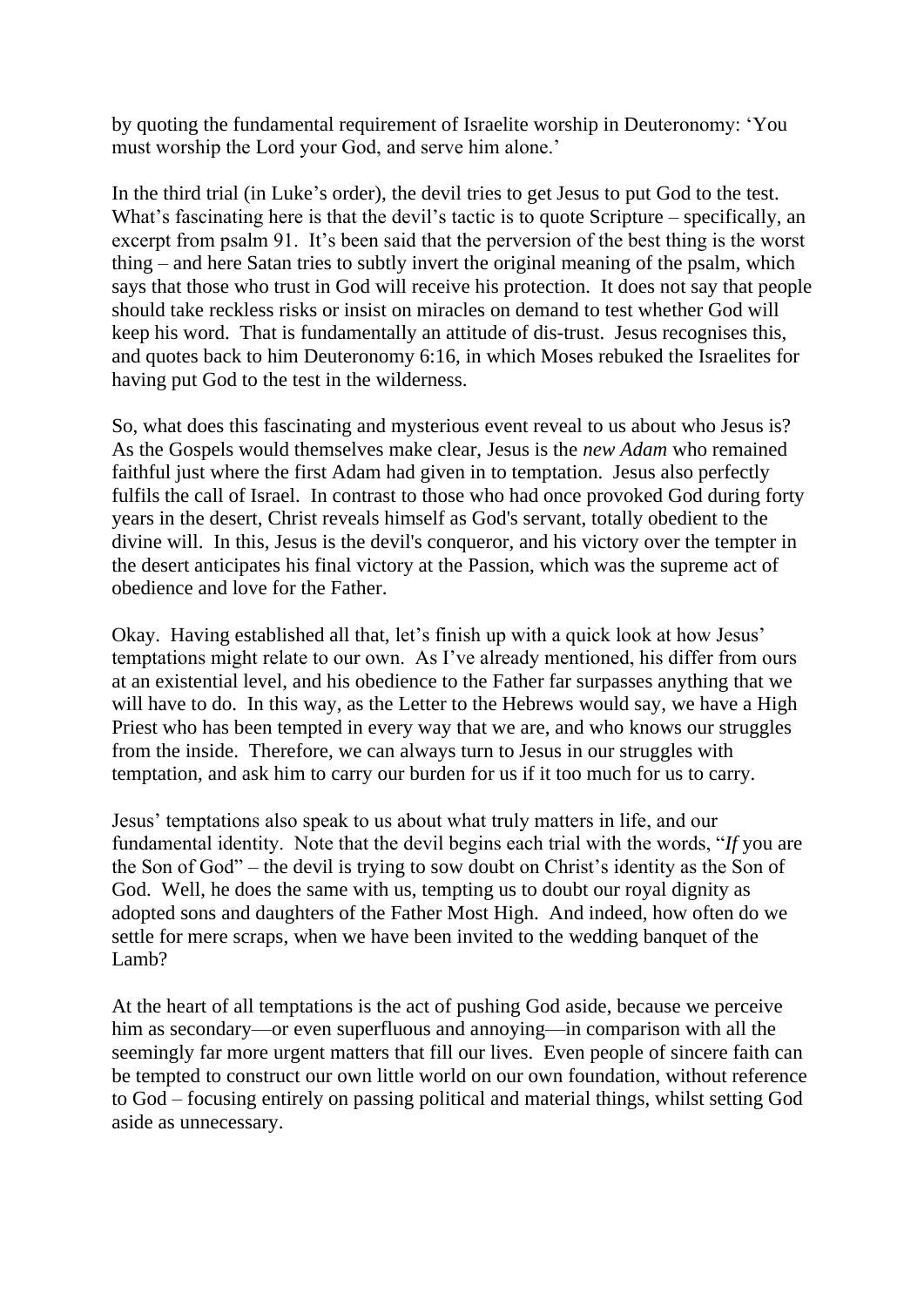by quoting the fundamental requirement of Israelite worship in Deuteronomy: 'You must worship the Lord your God, and serve him alone.'

In the third trial (in Luke's order), the devil tries to get Jesus to put God to the test. What's fascinating here is that the devil's tactic is to quote Scripture – specifically, an excerpt from psalm 91. It's been said that the perversion of the best thing is the worst thing – and here Satan tries to subtly invert the original meaning of the psalm, which says that those who trust in God will receive his protection. It does not say that people should take reckless risks or insist on miracles on demand to test whether God will keep his word. That is fundamentally an attitude of dis-trust. Jesus recognises this, and quotes back to him Deuteronomy 6:16, in which Moses rebuked the Israelites for having put God to the test in the wilderness.

So, what does this fascinating and mysterious event reveal to us about who Jesus is? As the Gospels would themselves make clear, Jesus is the *new Adam* who remained faithful just where the first Adam had given in to temptation. Jesus also perfectly fulfils the call of Israel. In contrast to those who had once provoked God during forty years in the desert, Christ reveals himself as God's servant, totally obedient to the divine will. In this, Jesus is the devil's conqueror, and his victory over the tempter in the desert anticipates his final victory at the Passion, which was the supreme act of obedience and love for the Father.

Okay. Having established all that, let's finish up with a quick look at how Jesus' temptations might relate to our own. As I've already mentioned, his differ from ours at an existential level, and his obedience to the Father far surpasses anything that we will have to do. In this way, as the Letter to the Hebrews would say, we have a High Priest who has been tempted in every way that we are, and who knows our struggles from the inside. Therefore, we can always turn to Jesus in our struggles with temptation, and ask him to carry our burden for us if it too much for us to carry.

Jesus' temptations also speak to us about what truly matters in life, and our fundamental identity. Note that the devil begins each trial with the words, "*If* you are the Son of God" – the devil is trying to sow doubt on Christ's identity as the Son of God. Well, he does the same with us, tempting us to doubt our royal dignity as adopted sons and daughters of the Father Most High. And indeed, how often do we settle for mere scraps, when we have been invited to the wedding banquet of the Lamb?

At the heart of all temptations is the act of pushing God aside, because we perceive him as secondary—or even superfluous and annoying—in comparison with all the seemingly far more urgent matters that fill our lives. Even people of sincere faith can be tempted to construct our own little world on our own foundation, without reference to God – focusing entirely on passing political and material things, whilst setting God aside as unnecessary.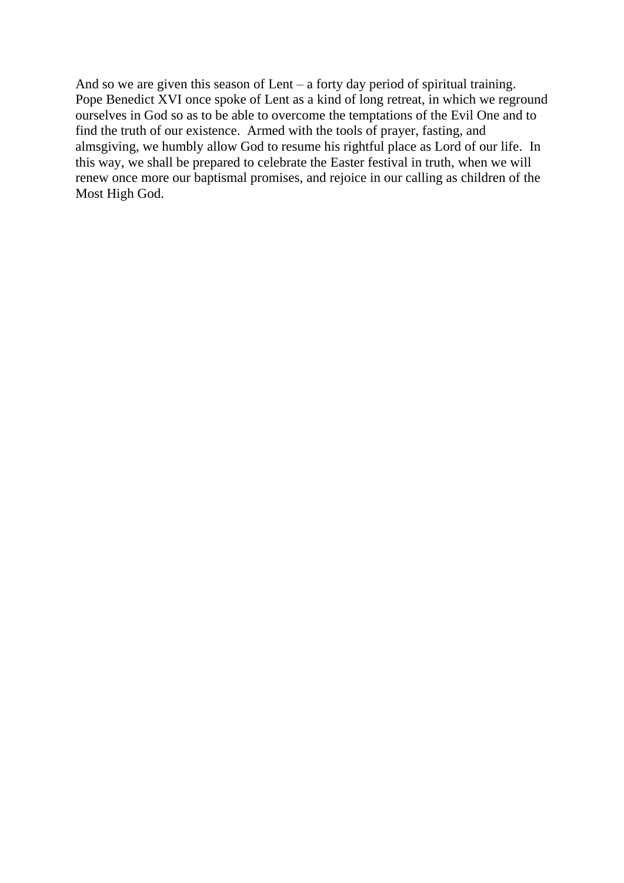And so we are given this season of Lent – a forty day period of spiritual training. Pope Benedict XVI once spoke of Lent as a kind of long retreat, in which we reground ourselves in God so as to be able to overcome the temptations of the Evil One and to find the truth of our existence. Armed with the tools of prayer, fasting, and almsgiving, we humbly allow God to resume his rightful place as Lord of our life. In this way, we shall be prepared to celebrate the Easter festival in truth, when we will renew once more our baptismal promises, and rejoice in our calling as children of the Most High God.